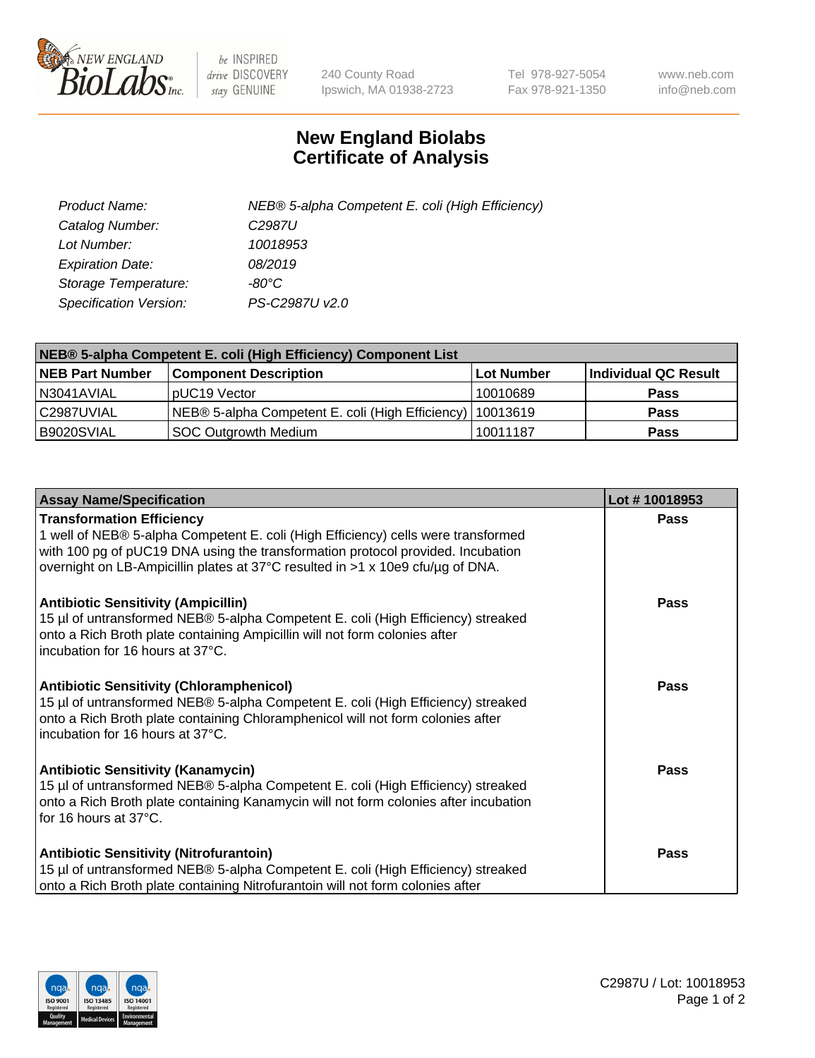# New England Biolabs Certificate of Analysis

| | |
|---|---|
| *Product Name:* | *NEB® 5-alpha Competent E. coli (High Efficiency)* |
| *Catalog Number:* | *C2987U* |
| *Lot Number:* | *10018953* |
| *Expiration Date:* | *08/2019* |
| *Storage Temperature:* | *-80°C* |
| *Specification Version:* | *PS-C2987U v2.0* |

| NEB® 5-alpha Competent E. coli (High Efficiency) Component List | | | |
|---|---|---|---|
| **NEB Part Number** | **Component Description** | **Lot Number** | **Individual QC Result** |
| N3041AVIAL | pUC19 Vector | 10010689 | **Pass** |
| C2987UVIAL | NEB® 5-alpha Competent E. coli (High Efficiency) | 10013619 | **Pass** |
| B9020SVIAL | SOC Outgrowth Medium | 10011187 | **Pass** |

| Assay Name/Specification | Lot # 10018953 |
|---|---|
| **Transformation Efficiency**<br>1 well of NEB® 5-alpha Competent E. coli (High Efficiency) cells were transformed with 100 pg of pUC19 DNA using the transformation protocol provided. Incubation overnight on LB-Ampicillin plates at 37°C resulted in >1 x 10e9 cfu/µg of DNA. | **Pass** |
| **Antibiotic Sensitivity (Ampicillin)**<br>15 µl of untransformed NEB® 5-alpha Competent E. coli (High Efficiency) streaked onto a Rich Broth plate containing Ampicillin will not form colonies after incubation for 16 hours at 37°C. | **Pass** |
| **Antibiotic Sensitivity (Chloramphenicol)**<br>15 µl of untransformed NEB® 5-alpha Competent E. coli (High Efficiency) streaked onto a Rich Broth plate containing Chloramphenicol will not form colonies after incubation for 16 hours at 37°C. | **Pass** |
| **Antibiotic Sensitivity (Kanamycin)**<br>15 µl of untransformed NEB® 5-alpha Competent E. coli (High Efficiency) streaked onto a Rich Broth plate containing Kanamycin will not form colonies after incubation for 16 hours at 37°C. | **Pass** |
| **Antibiotic Sensitivity (Nitrofurantoin)**<br>15 µl of untransformed NEB® 5-alpha Competent E. coli (High Efficiency) streaked onto a Rich Broth plate containing Nitrofurantoin will not form colonies after | **Pass** |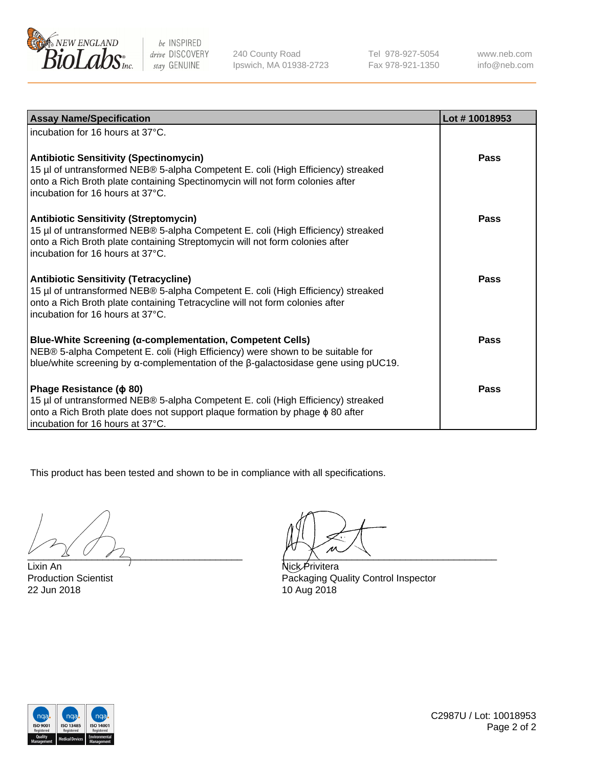| Assay Name/Specification | Lot # 10018953 |
|---|---|
| incubation for 16 hours at 37°C. | |
| **Antibiotic Sensitivity (Spectinomycin)**<br>15 µl of untransformed NEB® 5-alpha Competent E. coli (High Efficiency) streaked onto a Rich Broth plate containing Spectinomycin will not form colonies after incubation for 16 hours at 37°C. | Pass |
| **Antibiotic Sensitivity (Streptomycin)**<br>15 µl of untransformed NEB® 5-alpha Competent E. coli (High Efficiency) streaked onto a Rich Broth plate containing Streptomycin will not form colonies after incubation for 16 hours at 37°C. | Pass |
| **Antibiotic Sensitivity (Tetracycline)**<br>15 µl of untransformed NEB® 5-alpha Competent E. coli (High Efficiency) streaked onto a Rich Broth plate containing Tetracycline will not form colonies after incubation for 16 hours at 37°C. | Pass |
| **Blue-White Screening (α-complementation, Competent Cells)**<br>NEB® 5-alpha Competent E. coli (High Efficiency) were shown to be suitable for blue/white screening by α-complementation of the β-galactosidase gene using pUC19. | Pass |
| **Phage Resistance (ϕ 80)**<br>15 µl of untransformed NEB® 5-alpha Competent E. coli (High Efficiency) streaked onto a Rich Broth plate does not support plaque formation by phage ϕ 80 after incubation for 16 hours at 37°C. | Pass |

This product has been tested and shown to be in compliance with all specifications.

Lixin An
Production Scientist
22 Jun 2018

Nick Privitera
Packaging Quality Control Inspector
10 Aug 2018

C2987U / Lot: 10018953